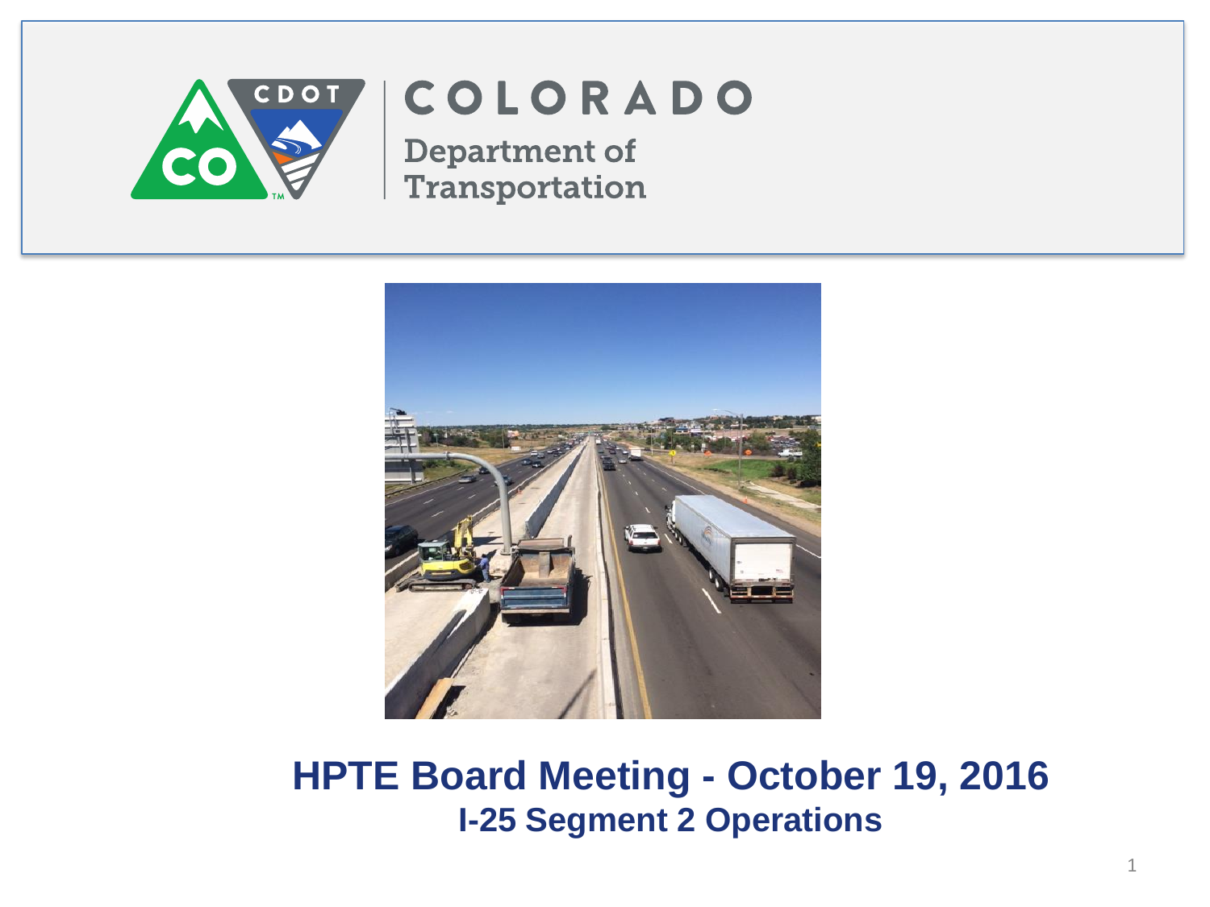COLORADO

Department of Transportation

# HPTE Board Meeting - October 19, 2016

## I-25 Segment 2 Operations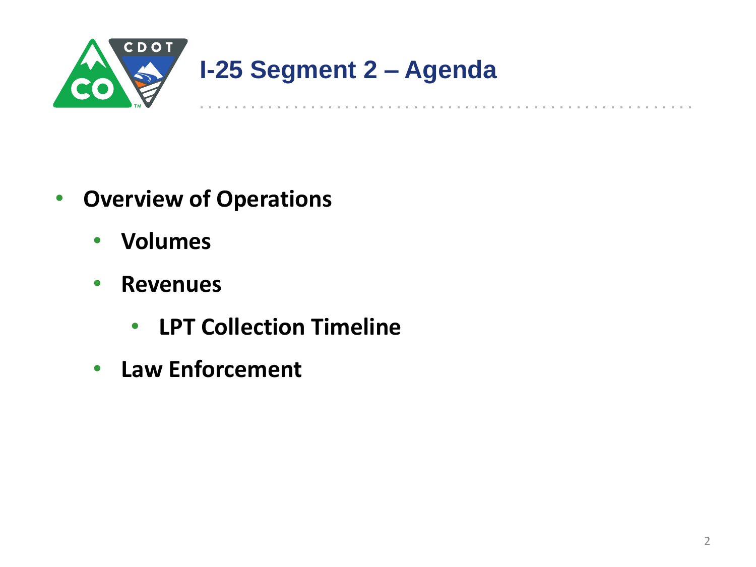# I-25 Segment 2 – Agenda

- **Overview of Operations**
  - **Volumes**
  - **Revenues**
    - **LPT Collection Timeline**
  - **Law Enforcement**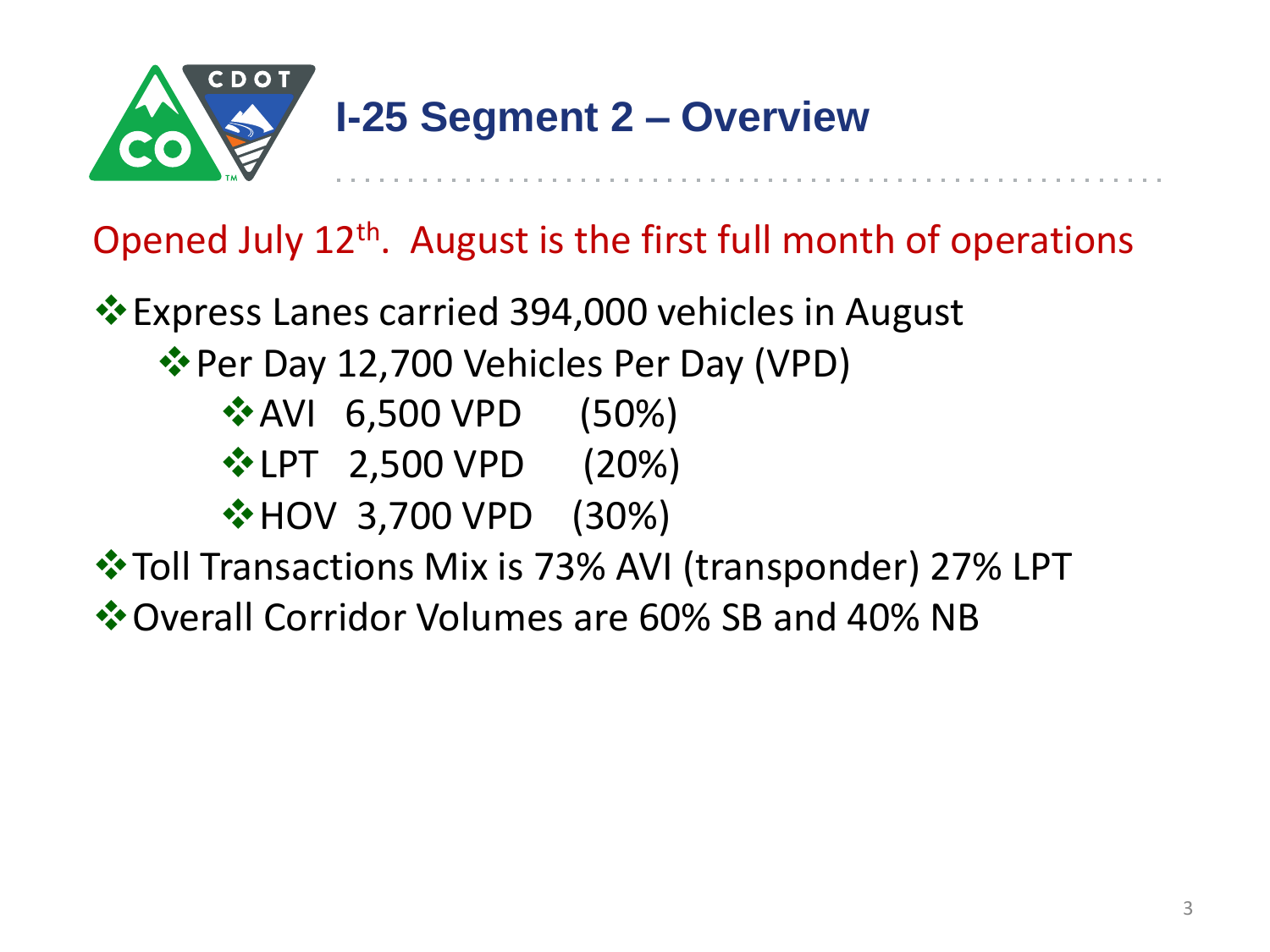# I-25 Segment 2 – Overview

Opened July 12th. August is the first full month of operations

- Express Lanes carried 394,000 vehicles in August
  - Per Day 12,700 Vehicles Per Day (VPD)
    - AVI 6,500 VPD (50%)
    - LPT 2,500 VPD (20%)
    - HOV 3,700 VPD (30%)
- Toll Transactions Mix is 73% AVI (transponder) 27% LPT
- Overall Corridor Volumes are 60% SB and 40% NB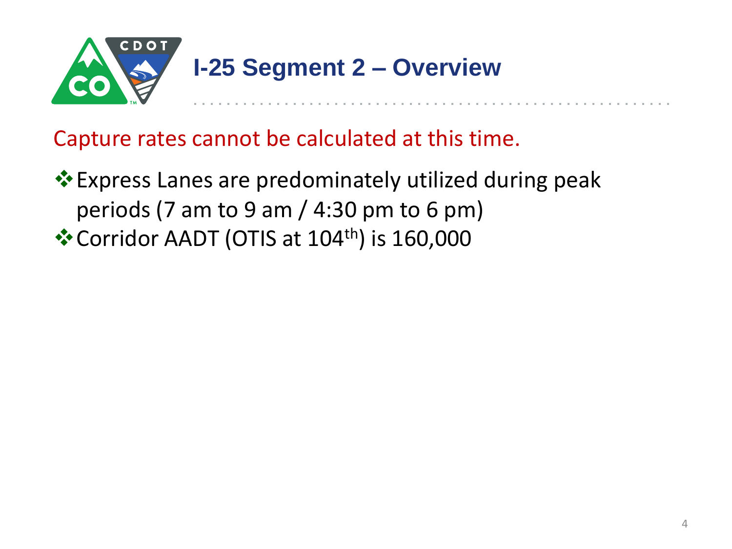# I-25 Segment 2 – Overview

Capture rates cannot be calculated at this time.

- Express Lanes are predominately utilized during peak periods (7 am to 9 am / 4:30 pm to 6 pm)
- Corridor AADT (OTIS at 104$^{th}$) is 160,000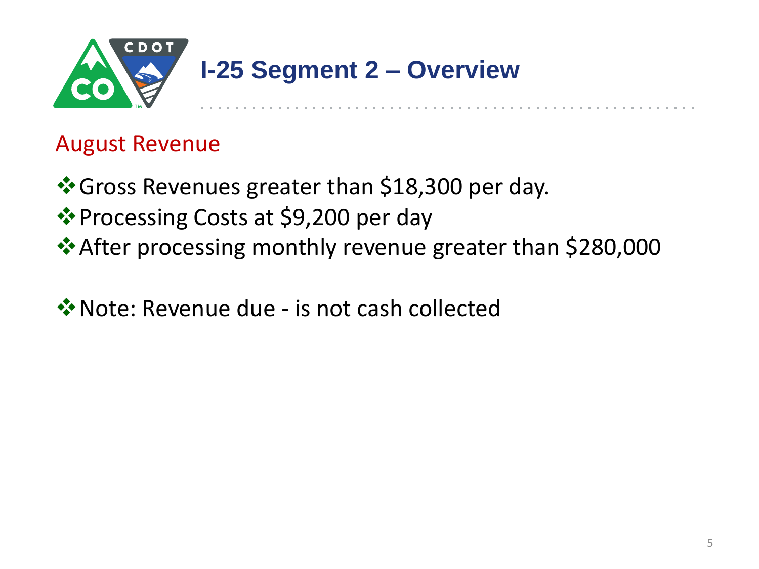# I-25 Segment 2 – Overview

## August Revenue

- Gross Revenues greater than $18,300 per day.
- Processing Costs at $9,200 per day
- After processing monthly revenue greater than $280,000

- Note: Revenue due - is not cash collected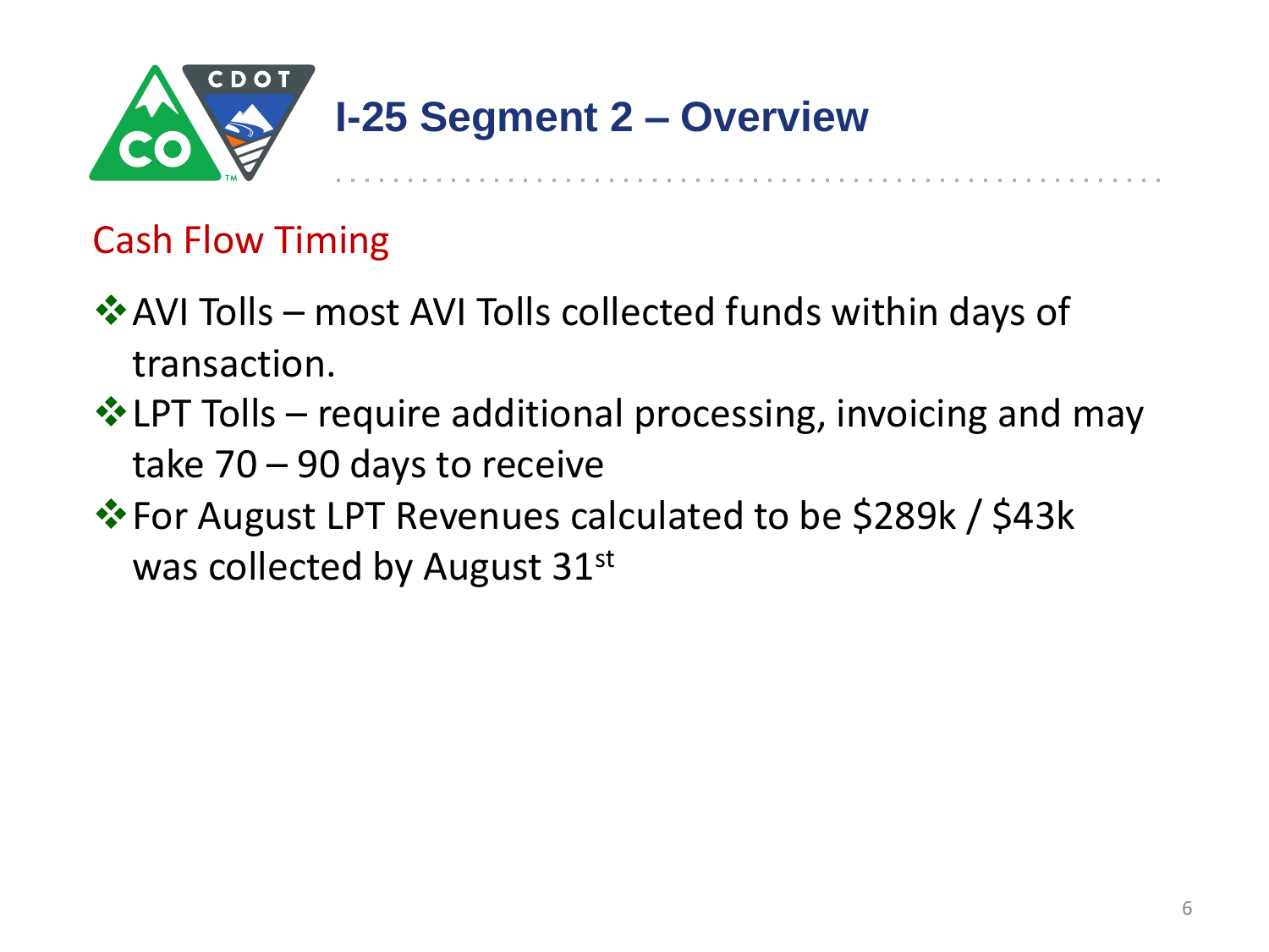# I-25 Segment 2 – Overview

## Cash Flow Timing

- AVI Tolls – most AVI Tolls collected funds within days of transaction.
- LPT Tolls – require additional processing, invoicing and may take 70 – 90 days to receive
- For August LPT Revenues calculated to be $289k / $43k was collected by August 31st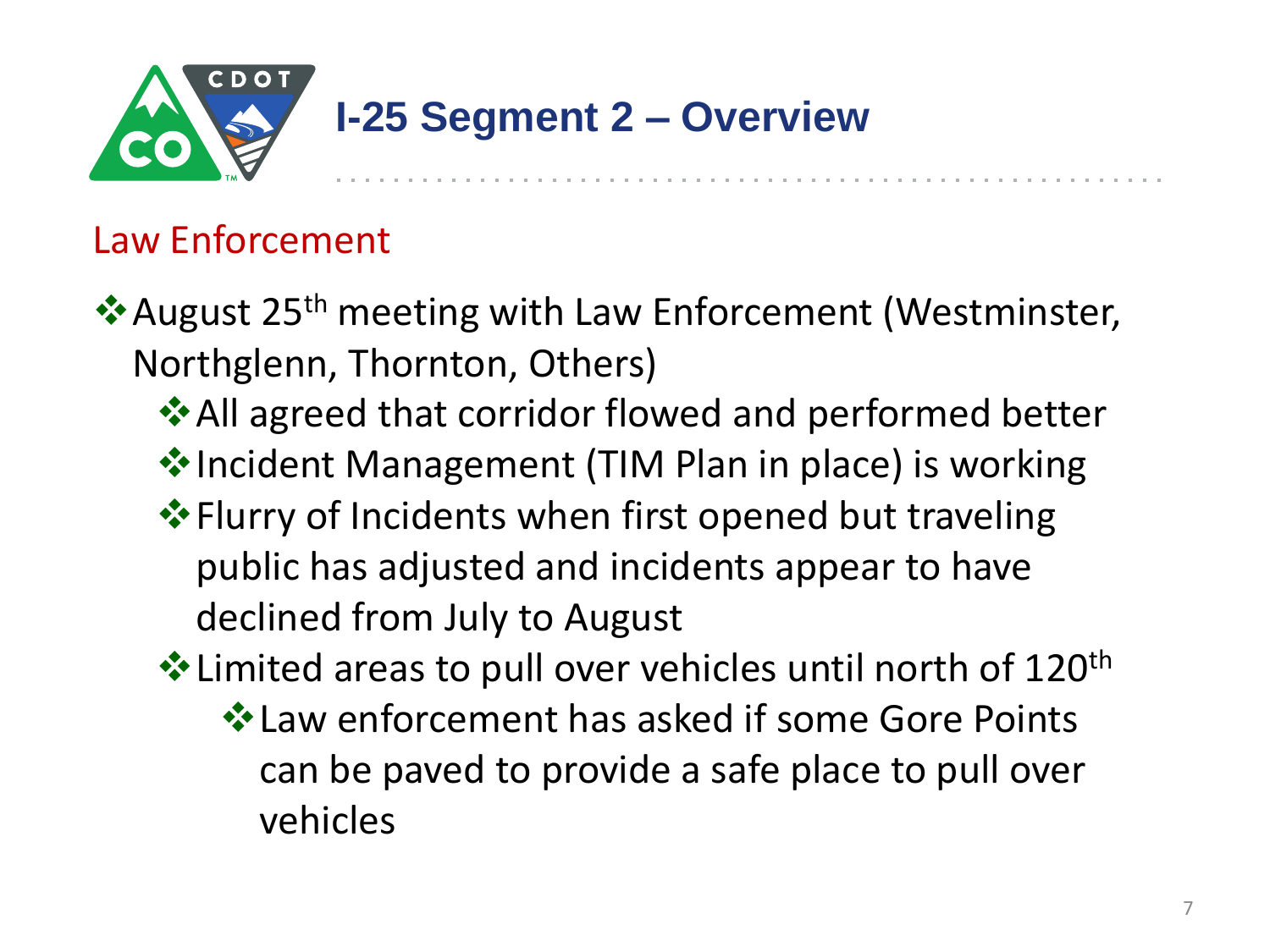# I-25 Segment 2 – Overview

## Law Enforcement

- August 25th meeting with Law Enforcement (Westminster, Northglenn, Thornton, Others)
  - All agreed that corridor flowed and performed better
  - Incident Management (TIM Plan in place) is working
  - Flurry of Incidents when first opened but traveling public has adjusted and incidents appear to have declined from July to August
  - Limited areas to pull over vehicles until north of 120th
    - Law enforcement has asked if some Gore Points can be paved to provide a safe place to pull over vehicles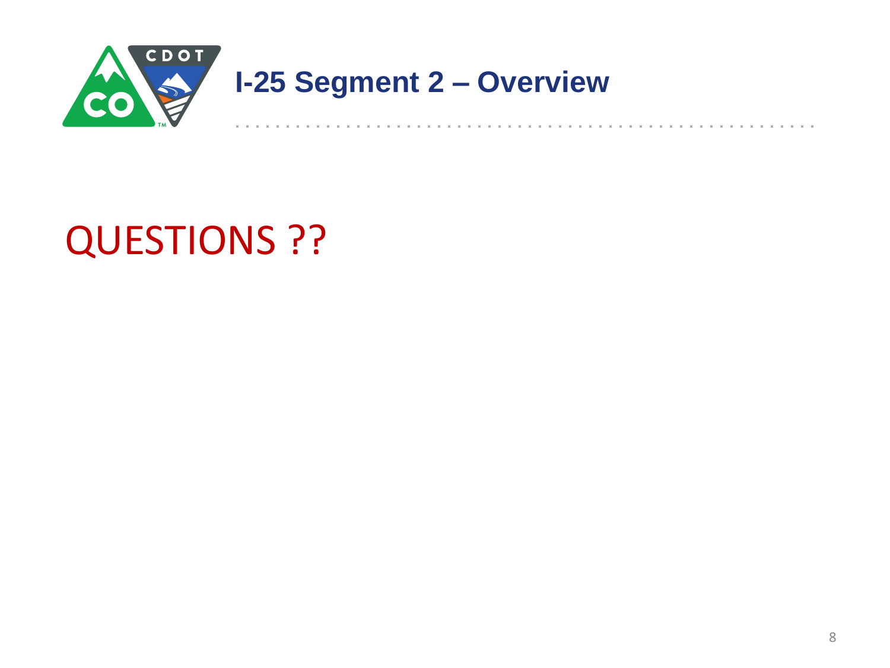# I-25 Segment 2 – Overview

QUESTIONS ??